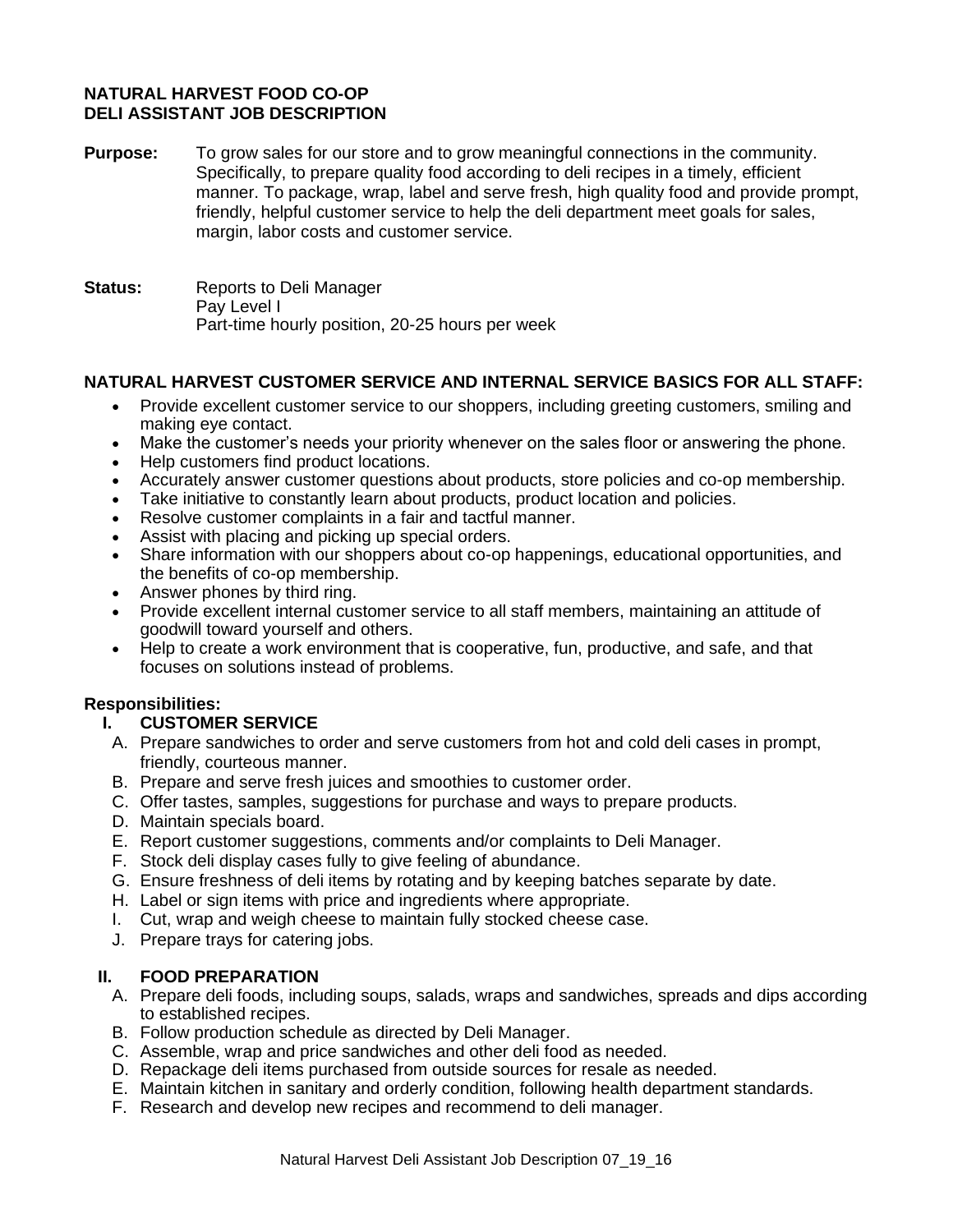**NATURAL HARVEST FOOD CO-OP**
**DELI ASSISTANT JOB DESCRIPTION**

**Purpose:** To grow sales for our store and to grow meaningful connections in the community. Specifically, to prepare quality food according to deli recipes in a timely, efficient manner. To package, wrap, label and serve fresh, high quality food and provide prompt, friendly, helpful customer service to help the deli department meet goals for sales, margin, labor costs and customer service.

**Status:** Reports to Deli Manager
Pay Level I
Part-time hourly position, 20-25 hours per week

**NATURAL HARVEST CUSTOMER SERVICE AND INTERNAL SERVICE BASICS FOR ALL STAFF:**

- Provide excellent customer service to our shoppers, including greeting customers, smiling and making eye contact.
- Make the customer's needs your priority whenever on the sales floor or answering the phone.
- Help customers find product locations.
- Accurately answer customer questions about products, store policies and co-op membership.
- Take initiative to constantly learn about products, product location and policies.
- Resolve customer complaints in a fair and tactful manner.
- Assist with placing and picking up special orders.
- Share information with our shoppers about co-op happenings, educational opportunities, and the benefits of co-op membership.
- Answer phones by third ring.
- Provide excellent internal customer service to all staff members, maintaining an attitude of goodwill toward yourself and others.
- Help to create a work environment that is cooperative, fun, productive, and safe, and that focuses on solutions instead of problems.

**Responsibilities:**

**I. CUSTOMER SERVICE**

A. Prepare sandwiches to order and serve customers from hot and cold deli cases in prompt, friendly, courteous manner.
B. Prepare and serve fresh juices and smoothies to customer order.
C. Offer tastes, samples, suggestions for purchase and ways to prepare products.
D. Maintain specials board.
E. Report customer suggestions, comments and/or complaints to Deli Manager.
F. Stock deli display cases fully to give feeling of abundance.
G. Ensure freshness of deli items by rotating and by keeping batches separate by date.
H. Label or sign items with price and ingredients where appropriate.
I. Cut, wrap and weigh cheese to maintain fully stocked cheese case.
J. Prepare trays for catering jobs.

**II. FOOD PREPARATION**

A. Prepare deli foods, including soups, salads, wraps and sandwiches, spreads and dips according to established recipes.
B. Follow production schedule as directed by Deli Manager.
C. Assemble, wrap and price sandwiches and other deli food as needed.
D. Repackage deli items purchased from outside sources for resale as needed.
E. Maintain kitchen in sanitary and orderly condition, following health department standards.
F. Research and develop new recipes and recommend to deli manager.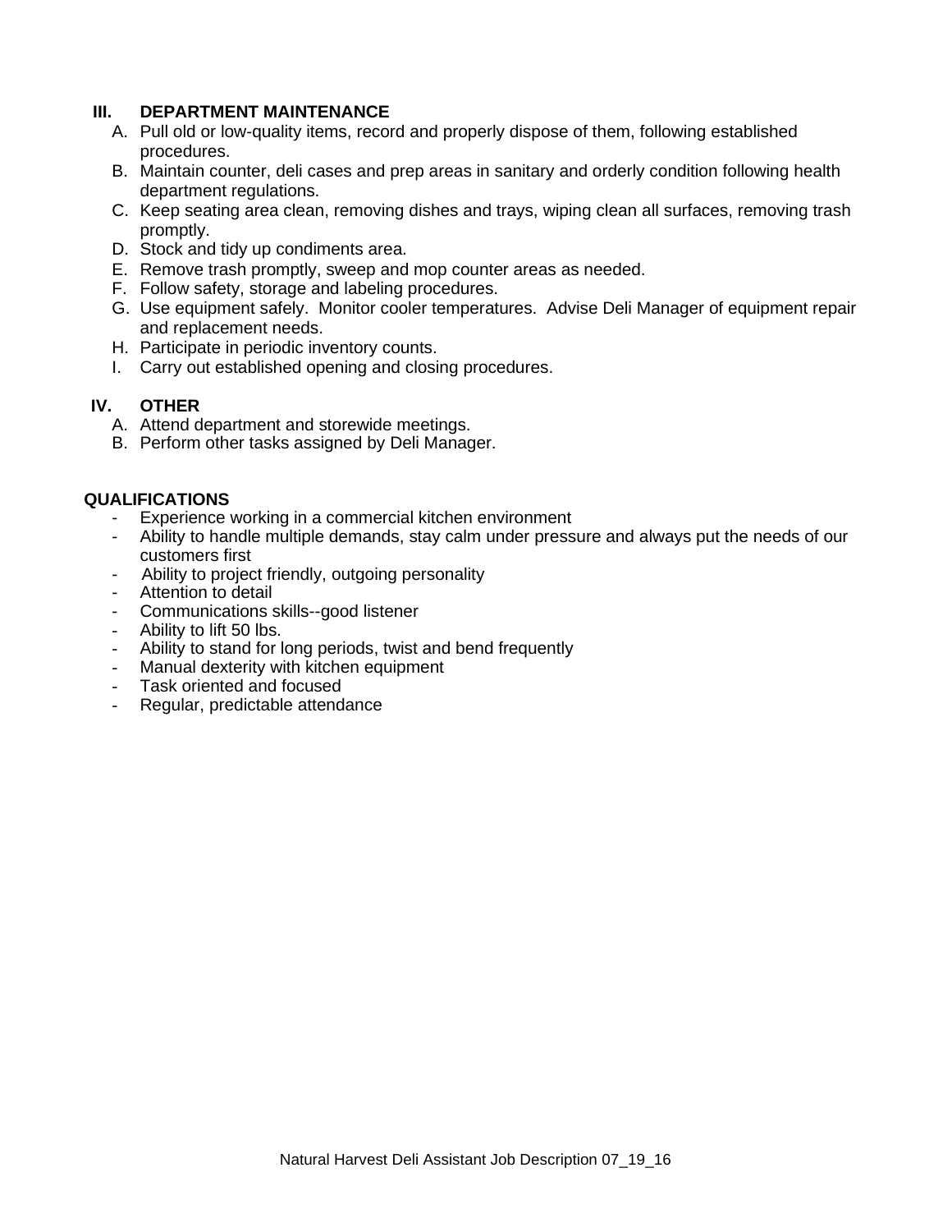## III. DEPARTMENT MAINTENANCE

A. Pull old or low-quality items, record and properly dispose of them, following established procedures.
B. Maintain counter, deli cases and prep areas in sanitary and orderly condition following health department regulations.
C. Keep seating area clean, removing dishes and trays, wiping clean all surfaces, removing trash promptly.
D. Stock and tidy up condiments area.
E. Remove trash promptly, sweep and mop counter areas as needed.
F. Follow safety, storage and labeling procedures.
G. Use equipment safely. Monitor cooler temperatures. Advise Deli Manager of equipment repair and replacement needs.
H. Participate in periodic inventory counts.
I. Carry out established opening and closing procedures.

## IV. OTHER

A. Attend department and storewide meetings.
B. Perform other tasks assigned by Deli Manager.

## QUALIFICATIONS

- Experience working in a commercial kitchen environment
- Ability to handle multiple demands, stay calm under pressure and always put the needs of our customers first
- Ability to project friendly, outgoing personality
- Attention to detail
- Communications skills--good listener
- Ability to lift 50 lbs.
- Ability to stand for long periods, twist and bend frequently
- Manual dexterity with kitchen equipment
- Task oriented and focused
- Regular, predictable attendance